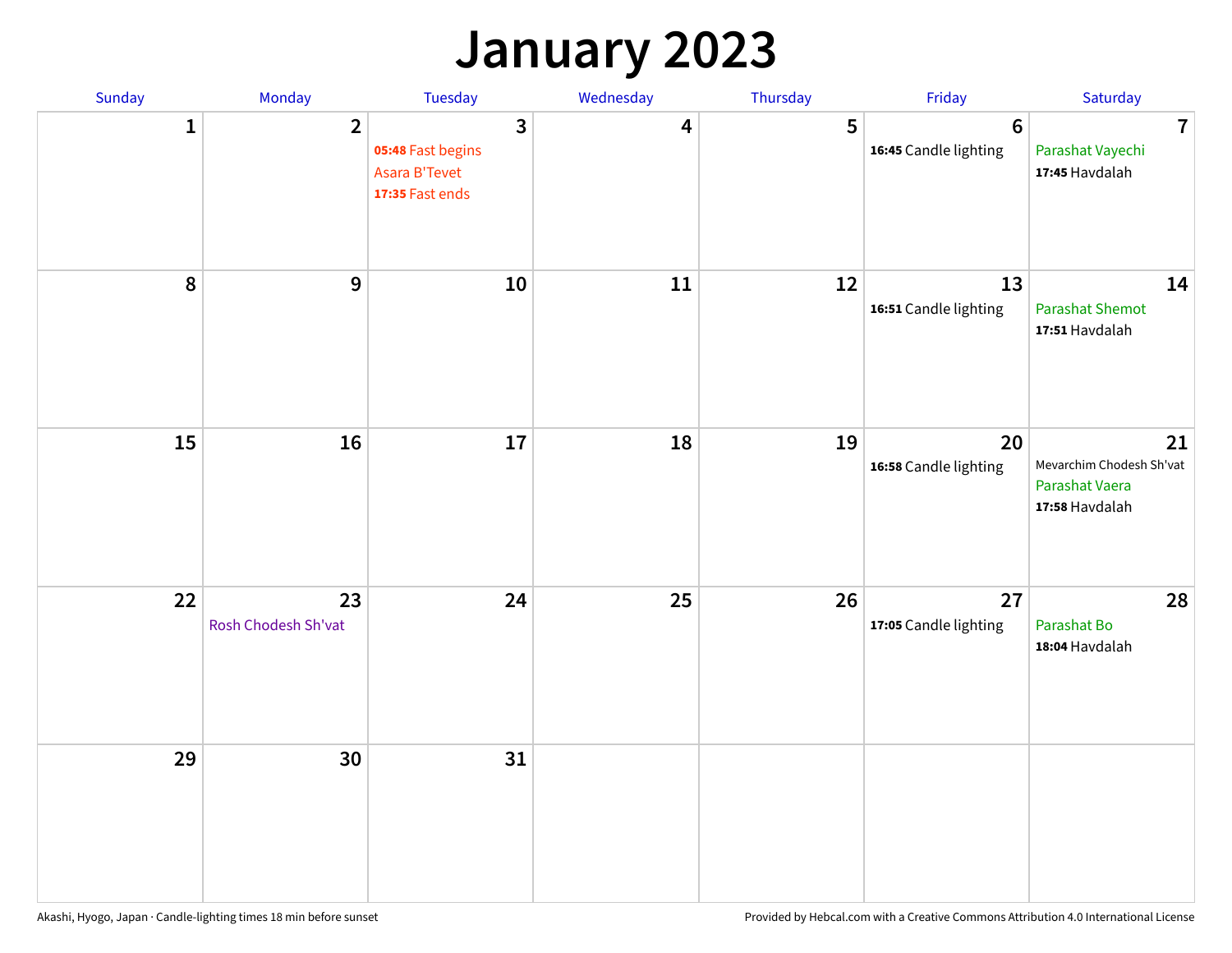# January 2023

| Sunday | Monday | Tuesday | Wednesday | Thursday | Friday | Saturday |
|---|---|---|---|---|---|---|
| 1 | 2 | 3<br>**05:48** Fast begins<br>Asara B'Tevet<br>**17:35** Fast ends | 4 | 5 | 6<br>**16:45** Candle lighting | 7<br>Parashat Vayechi<br>**17:45** Havdalah |
| 8 | 9 | 10 | 11 | 12 | 13<br>**16:51** Candle lighting | 14<br>Parashat Shemot<br>**17:51** Havdalah |
| 15 | 16 | 17 | 18 | 19 | 20<br>**16:58** Candle lighting | 21<br>Mevarchim Chodesh Sh'vat<br>Parashat Vaera<br>**17:58** Havdalah |
| 22 | 23<br>Rosh Chodesh Sh'vat | 24 | 25 | 26 | 27<br>**17:05** Candle lighting | 28<br>Parashat Bo<br>**18:04** Havdalah |
| 29 | 30 | 31 | | | | |

Akashi, Hyogo, Japan · Candle-lighting times 18 min before sunset

Provided by Hebcal.com with a Creative Commons Attribution 4.0 International License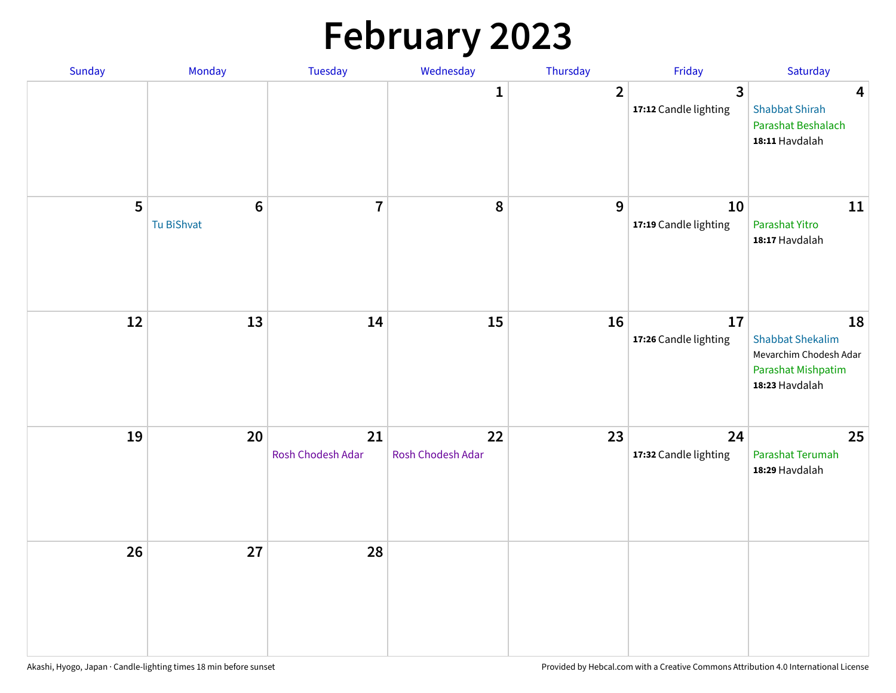# February 2023

| Sunday | Monday | Tuesday | Wednesday | Thursday | Friday | Saturday |
|---|---|---|---|---|---|---|
| | | | 1 | 2 | 3<br>**17:12** Candle lighting | 4<br>Shabbat Shirah<br>Parashat Beshalach<br>**18:11** Havdalah |
| 5 | 6<br>Tu BiShvat | 7 | 8 | 9 | 10<br>**17:19** Candle lighting | 11<br>Parashat Yitro<br>**18:17** Havdalah |
| 12 | 13 | 14 | 15 | 16 | 17<br>**17:26** Candle lighting | 18<br>Shabbat Shekalim<br>Mevarchim Chodesh Adar<br>Parashat Mishpatim<br>**18:23** Havdalah |
| 19 | 20 | 21<br>Rosh Chodesh Adar | 22<br>Rosh Chodesh Adar | 23 | 24<br>**17:32** Candle lighting | 25<br>Parashat Terumah<br>**18:29** Havdalah |
| 26 | 27 | 28 | | | | |

Akashi, Hyogo, Japan · Candle-lighting times 18 min before sunset

Provided by Hebcal.com with a Creative Commons Attribution 4.0 International License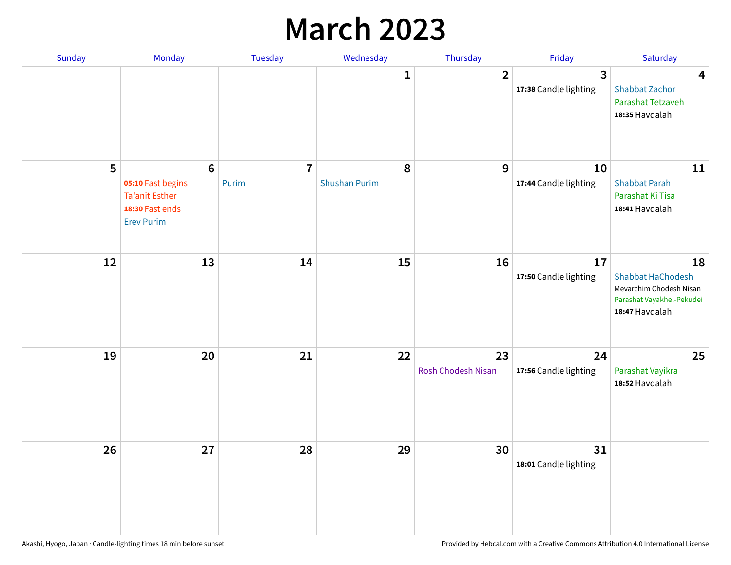# March 2023

| Sunday | Monday | Tuesday | Wednesday | Thursday | Friday | Saturday |
|---|---|---|---|---|---|---|
| | | | 1 | 2 | 3<br>**17:38** Candle lighting | 4<br>Shabbat Zachor<br>Parashat Tetzaveh<br>**18:35** Havdalah |
| 5 | 6<br>**05:10** Fast begins<br>Ta'anit Esther<br>**18:30** Fast ends<br>Erev Purim | 7<br>Purim | 8<br>Shushan Purim | 9 | 10<br>**17:44** Candle lighting | 11<br>Shabbat Parah<br>Parashat Ki Tisa<br>**18:41** Havdalah |
| 12 | 13 | 14 | 15 | 16 | 17<br>**17:50** Candle lighting | 18<br>Shabbat HaChodesh<br>Mevarchim Chodesh Nisan<br>Parashat Vayakhel-Pekudei<br>**18:47** Havdalah |
| 19 | 20 | 21 | 22 | 23<br>Rosh Chodesh Nisan | 24<br>**17:56** Candle lighting | 25<br>Parashat Vayikra<br>**18:52** Havdalah |
| 26 | 27 | 28 | 29 | 30 | 31<br>**18:01** Candle lighting | |

Akashi, Hyogo, Japan · Candle-lighting times 18 min before sunset

Provided by Hebcal.com with a Creative Commons Attribution 4.0 International License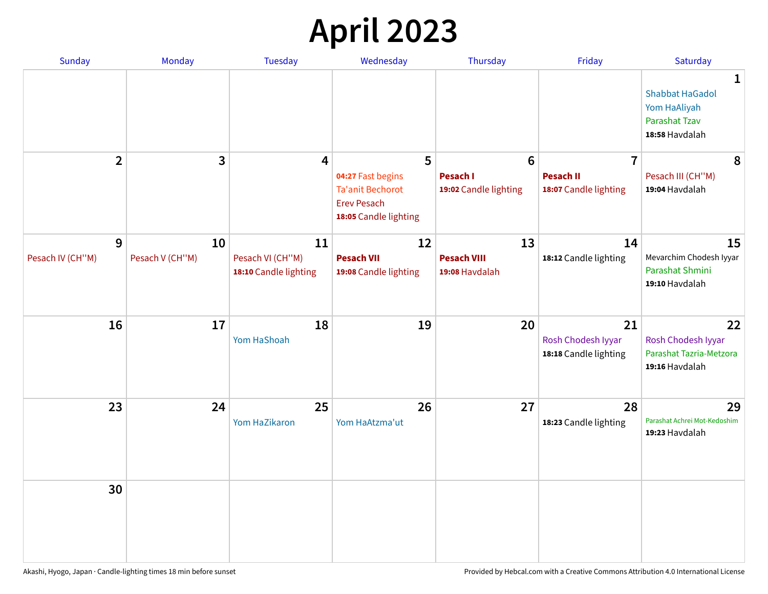# April 2023

| Sunday | Monday | Tuesday | Wednesday | Thursday | Friday | Saturday |
|---|---|---|---|---|---|---|
| | | | | | | **1**<br>Shabbat HaGadol<br>Yom HaAliyah<br>Parashat Tzav<br>**18:58** Havdalah |
| **2** | **3** | **4** | **5**<br>**04:27** Fast begins<br>Ta'anit Bechorot<br>Erev Pesach<br>**18:05** Candle lighting | **6**<br>**Pesach I**<br>**19:02** Candle lighting | **7**<br>**Pesach II**<br>**18:07** Candle lighting | **8**<br>Pesach III (CH''M)<br>**19:04** Havdalah |
| **9**<br>Pesach IV (CH''M) | **10**<br>Pesach V (CH''M) | **11**<br>Pesach VI (CH''M)<br>**18:10** Candle lighting | **12**<br>**Pesach VII**<br>**19:08** Candle lighting | **13**<br>**Pesach VIII**<br>**19:08** Havdalah | **14**<br>**18:12** Candle lighting | **15**<br>Mevarchim Chodesh Iyyar<br>Parashat Shmini<br>**19:10** Havdalah |
| **16** | **17** | **18**<br>Yom HaShoah | **19** | **20** | **21**<br>Rosh Chodesh Iyyar<br>**18:18** Candle lighting | **22**<br>Rosh Chodesh Iyyar<br>Parashat Tazria-Metzora<br>**19:16** Havdalah |
| **23** | **24** | **25**<br>Yom HaZikaron | **26**<br>Yom HaAtzma'ut | **27** | **28**<br>**18:23** Candle lighting | **29**<br>Parashat Achrei Mot-Kedoshim<br>**19:23** Havdalah |
| **30** | | | | | | |

Akashi, Hyogo, Japan · Candle-lighting times 18 min before sunset

Provided by Hebcal.com with a Creative Commons Attribution 4.0 International License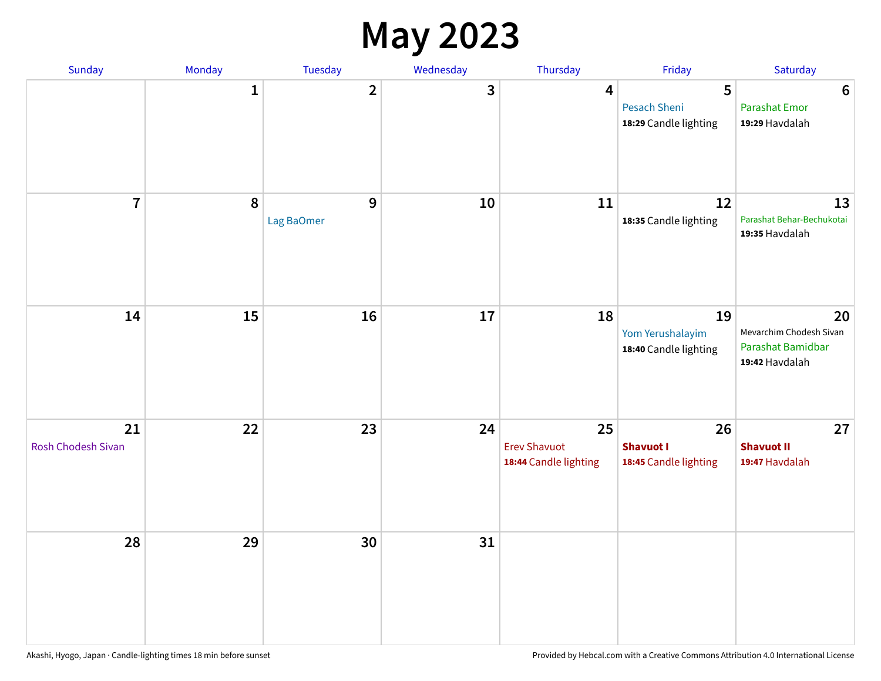# May 2023

| Sunday | Monday | Tuesday | Wednesday | Thursday | Friday | Saturday |
|---|---|---|---|---|---|---|
| | 1 | 2 | 3 | 4 | 5<br>Pesach Sheni<br>**18:29** Candle lighting | 6<br>Parashat Emor<br>**19:29** Havdalah |
| 7 | 8 | 9<br>Lag BaOmer | 10 | 11 | 12<br>**18:35** Candle lighting | 13<br>Parashat Behar-Bechukotai<br>**19:35** Havdalah |
| 14 | 15 | 16 | 17 | 18 | 19<br>Yom Yerushalayim<br>**18:40** Candle lighting | 20<br>Mevarchim Chodesh Sivan<br>Parashat Bamidbar<br>**19:42** Havdalah |
| 21<br>Rosh Chodesh Sivan | 22 | 23 | 24 | 25<br>Erev Shavuot<br>**18:44** Candle lighting | 26<br>**Shavuot I**<br>**18:45** Candle lighting | 27<br>**Shavuot II**<br>**19:47** Havdalah |
| 28 | 29 | 30 | 31 | | | |

Akashi, Hyogo, Japan · Candle-lighting times 18 min before sunset

Provided by Hebcal.com with a Creative Commons Attribution 4.0 International License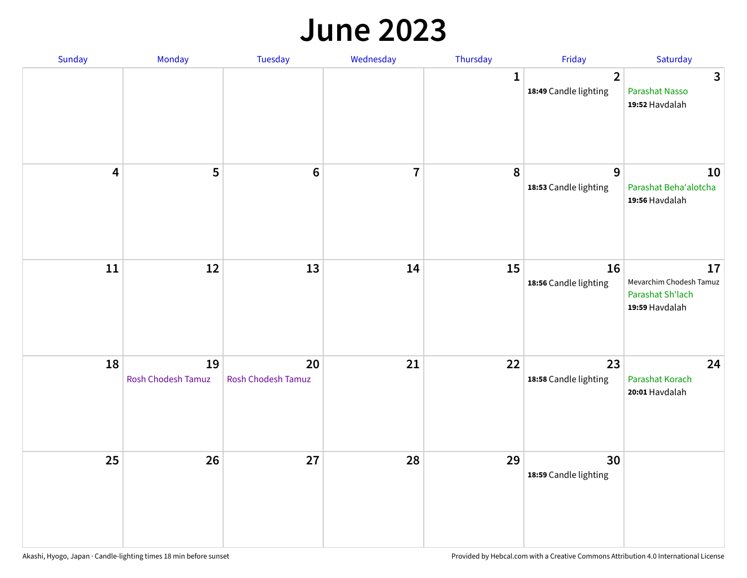# June 2023

| Sunday | Monday | Tuesday | Wednesday | Thursday | Friday | Saturday |
|---|---|---|---|---|---|---|
| | | | | 1 | 2<br>**18:49** Candle lighting | 3<br>Parashat Nasso<br>**19:52** Havdalah |
| 4 | 5 | 6 | 7 | 8 | 9<br>**18:53** Candle lighting | 10<br>Parashat Beha'alotcha<br>**19:56** Havdalah |
| 11 | 12 | 13 | 14 | 15 | 16<br>**18:56** Candle lighting | 17<br>Mevarchim Chodesh Tamuz<br>Parashat Sh'lach<br>**19:59** Havdalah |
| 18 | 19<br>Rosh Chodesh Tamuz | 20<br>Rosh Chodesh Tamuz | 21 | 22 | 23<br>**18:58** Candle lighting | 24<br>Parashat Korach<br>**20:01** Havdalah |
| 25 | 26 | 27 | 28 | 29 | 30<br>**18:59** Candle lighting | |

Akashi, Hyogo, Japan · Candle-lighting times 18 min before sunset

Provided by Hebcal.com with a Creative Commons Attribution 4.0 International License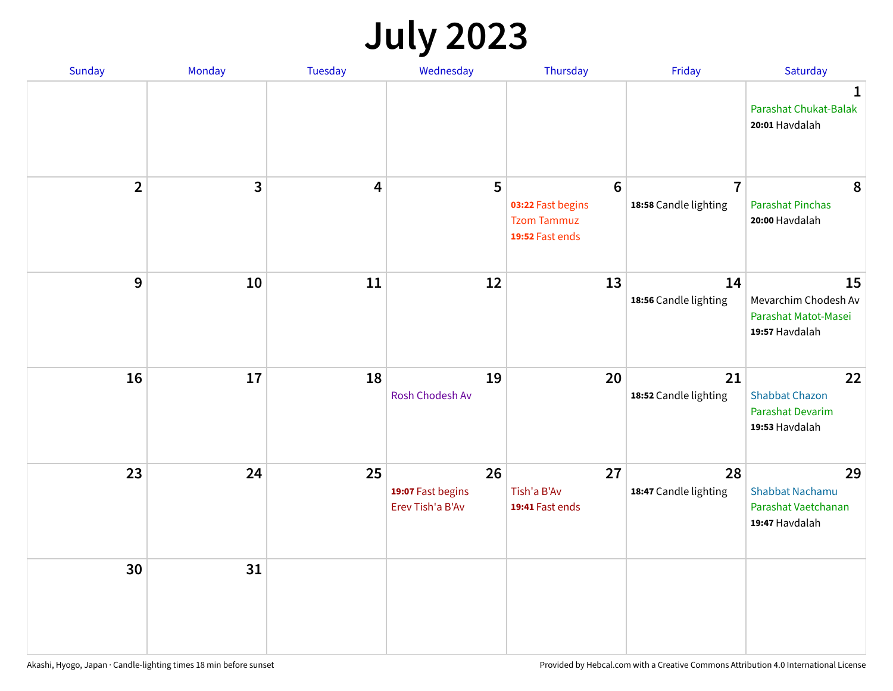# July 2023

| Sunday | Monday | Tuesday | Wednesday | Thursday | Friday | Saturday |
|---|---|---|---|---|---|---|
| | | | | | | **1** Parashat Chukat-Balak **20:01** Havdalah |
| **2** | **3** | **4** | **5** | **6** **03:22** Fast begins Tzom Tammuz **19:52** Fast ends | **7** **18:58** Candle lighting | **8** Parashat Pinchas **20:00** Havdalah |
| **9** | **10** | **11** | **12** | **13** | **14** **18:56** Candle lighting | **15** Mevarchim Chodesh Av Parashat Matot-Masei **19:57** Havdalah |
| **16** | **17** | **18** | **19** Rosh Chodesh Av | **20** | **21** **18:52** Candle lighting | **22** Shabbat Chazon Parashat Devarim **19:53** Havdalah |
| **23** | **24** | **25** | **26** **19:07** Fast begins Erev Tish'a B'Av | **27** Tish'a B'Av **19:41** Fast ends | **28** **18:47** Candle lighting | **29** Shabbat Nachamu Parashat Vaetchanan **19:47** Havdalah |
| **30** | **31** | | | | | |

Akashi, Hyogo, Japan · Candle-lighting times 18 min before sunset

Provided by Hebcal.com with a Creative Commons Attribution 4.0 International License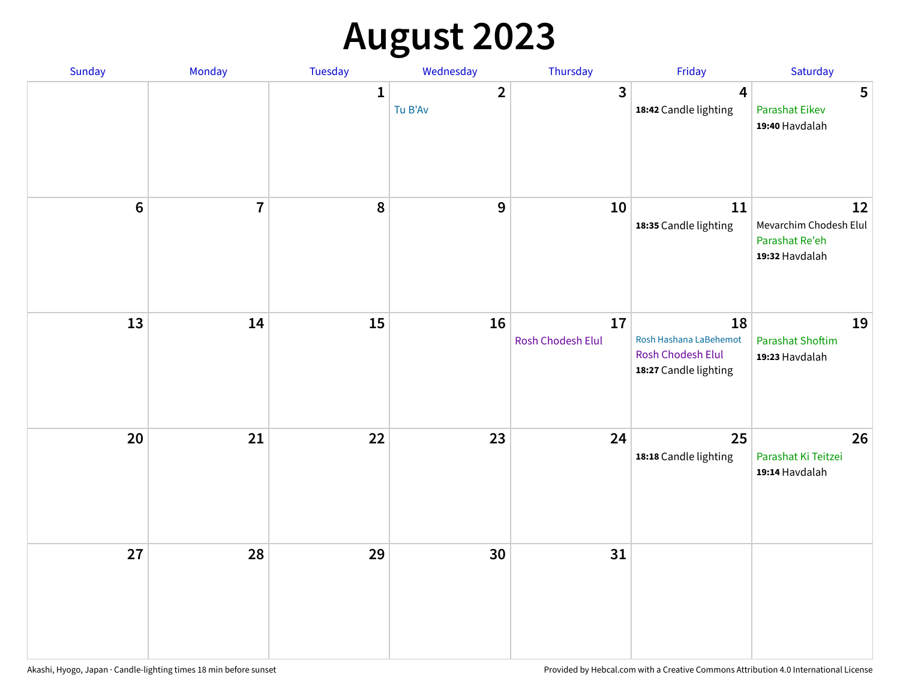# August 2023

| Sunday | Monday | Tuesday | Wednesday | Thursday | Friday | Saturday |
|---|---|---|---|---|---|---|
| | | 1 | 2<br>Tu B'Av | 3 | 4<br>**18:42** Candle lighting | 5<br>Parashat Eikev<br>**19:40** Havdalah |
| 6 | 7 | 8 | 9 | 10 | 11<br>**18:35** Candle lighting | 12<br>Mevarchim Chodesh Elul<br>Parashat Re'eh<br>**19:32** Havdalah |
| 13 | 14 | 15 | 16 | 17<br>Rosh Chodesh Elul | 18<br>Rosh Hashana LaBehemot<br>Rosh Chodesh Elul<br>**18:27** Candle lighting | 19<br>Parashat Shoftim<br>**19:23** Havdalah |
| 20 | 21 | 22 | 23 | 24 | 25<br>**18:18** Candle lighting | 26<br>Parashat Ki Teitzei<br>**19:14** Havdalah |
| 27 | 28 | 29 | 30 | 31 | | |

Akashi, Hyogo, Japan · Candle-lighting times 18 min before sunset

Provided by Hebcal.com with a Creative Commons Attribution 4.0 International License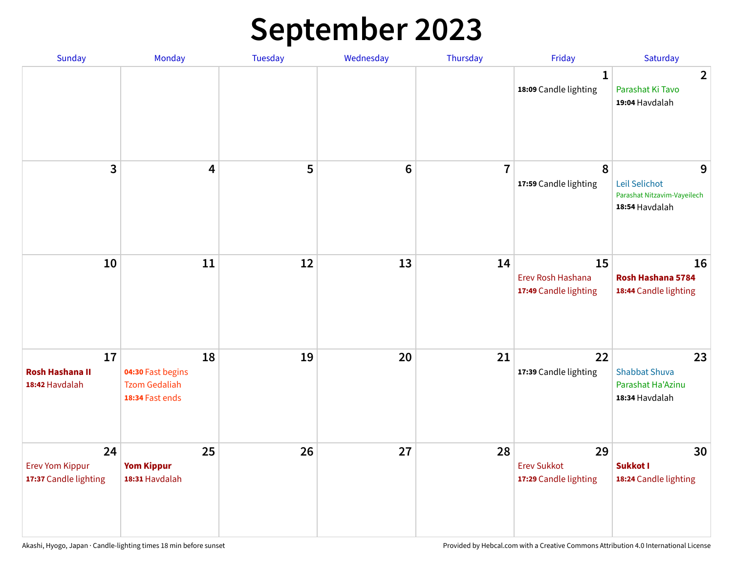# September 2023

| Sunday | Monday | Tuesday | Wednesday | Thursday | Friday | Saturday |
|---|---|---|---|---|---|---|
| | | | | | **1**<br>**18:09** Candle lighting | **2**<br>Parashat Ki Tavo<br>**19:04** Havdalah |
| **3** | **4** | **5** | **6** | **7** | **8**<br>**17:59** Candle lighting | **9**<br>Leil Selichot<br>Parashat Nitzavim-Vayeilech<br>**18:54** Havdalah |
| **10** | **11** | **12** | **13** | **14** | **15**<br>Erev Rosh Hashana<br>**17:49** Candle lighting | **16**<br>**Rosh Hashana 5784**<br>**18:44** Candle lighting |
| **17**<br>**Rosh Hashana II**<br>**18:42** Havdalah | **18**<br>**04:30** Fast begins<br>Tzom Gedaliah<br>**18:34** Fast ends | **19** | **20** | **21** | **22**<br>**17:39** Candle lighting | **23**<br>Shabbat Shuva<br>Parashat Ha'Azinu<br>**18:34** Havdalah |
| **24**<br>Erev Yom Kippur<br>**17:37** Candle lighting | **25**<br>**Yom Kippur**<br>**18:31** Havdalah | **26** | **27** | **28** | **29**<br>Erev Sukkot<br>**17:29** Candle lighting | **30**<br>**Sukkot I**<br>**18:24** Candle lighting |

Akashi, Hyogo, Japan · Candle-lighting times 18 min before sunset

Provided by Hebcal.com with a Creative Commons Attribution 4.0 International License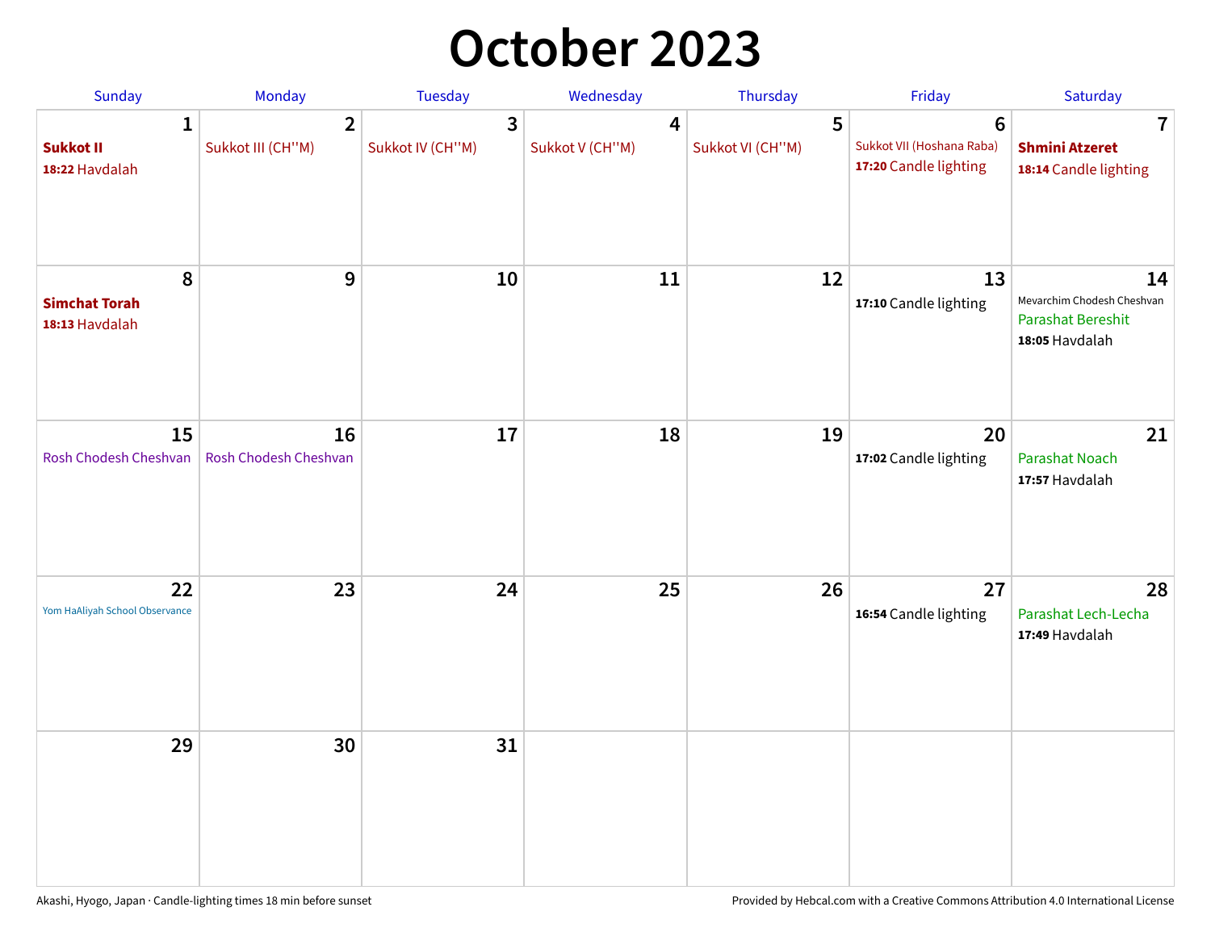# October 2023

| Sunday | Monday | Tuesday | Wednesday | Thursday | Friday | Saturday |
|---|---|---|---|---|---|---|
| **1** **Sukkot II** **18:22** Havdalah | **2** Sukkot III (CH''M) | **3** Sukkot IV (CH''M) | **4** Sukkot V (CH''M) | **5** Sukkot VI (CH''M) | **6** Sukkot VII (Hoshana Raba) **17:20** Candle lighting | **7** **Shmini Atzeret** **18:14** Candle lighting |
| **8** **Simchat Torah** **18:13** Havdalah | **9** | **10** | **11** | **12** | **13** **17:10** Candle lighting | **14** Mevarchim Chodesh Cheshvan Parashat Bereshit **18:05** Havdalah |
| **15** Rosh Chodesh Cheshvan | **16** Rosh Chodesh Cheshvan | **17** | **18** | **19** | **20** **17:02** Candle lighting | **21** Parashat Noach **17:57** Havdalah |
| **22** Yom HaAliyah School Observance | **23** | **24** | **25** | **26** | **27** **16:54** Candle lighting | **28** Parashat Lech-Lecha **17:49** Havdalah |
| **29** | **30** | **31** | | | | |

Akashi, Hyogo, Japan · Candle-lighting times 18 min before sunset

Provided by Hebcal.com with a Creative Commons Attribution 4.0 International License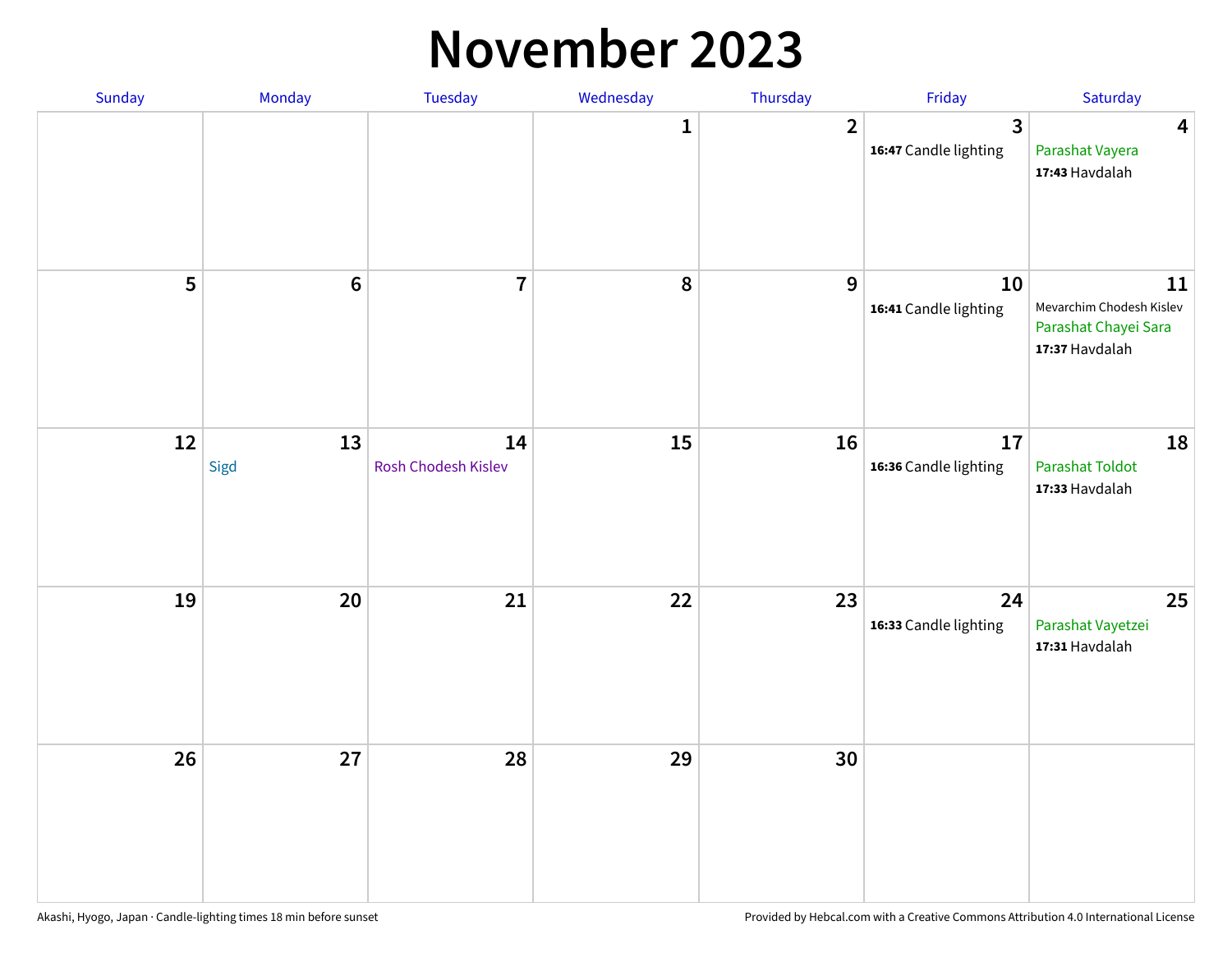# November 2023

| Sunday | Monday | Tuesday | Wednesday | Thursday | Friday | Saturday |
|---|---|---|---|---|---|---|
| | | | 1 | 2 | 3<br>**16:47** Candle lighting | 4<br>Parashat Vayera<br>**17:43** Havdalah |
| 5 | 6 | 7 | 8 | 9 | 10<br>**16:41** Candle lighting | 11<br>Mevarchim Chodesh Kislev<br>Parashat Chayei Sara<br>**17:37** Havdalah |
| 12 | 13<br>Sigd | 14<br>Rosh Chodesh Kislev | 15 | 16 | 17<br>**16:36** Candle lighting | 18<br>Parashat Toldot<br>**17:33** Havdalah |
| 19 | 20 | 21 | 22 | 23 | 24<br>**16:33** Candle lighting | 25<br>Parashat Vayetzei<br>**17:31** Havdalah |
| 26 | 27 | 28 | 29 | 30 | | |

Akashi, Hyogo, Japan · Candle-lighting times 18 min before sunset

Provided by Hebcal.com with a Creative Commons Attribution 4.0 International License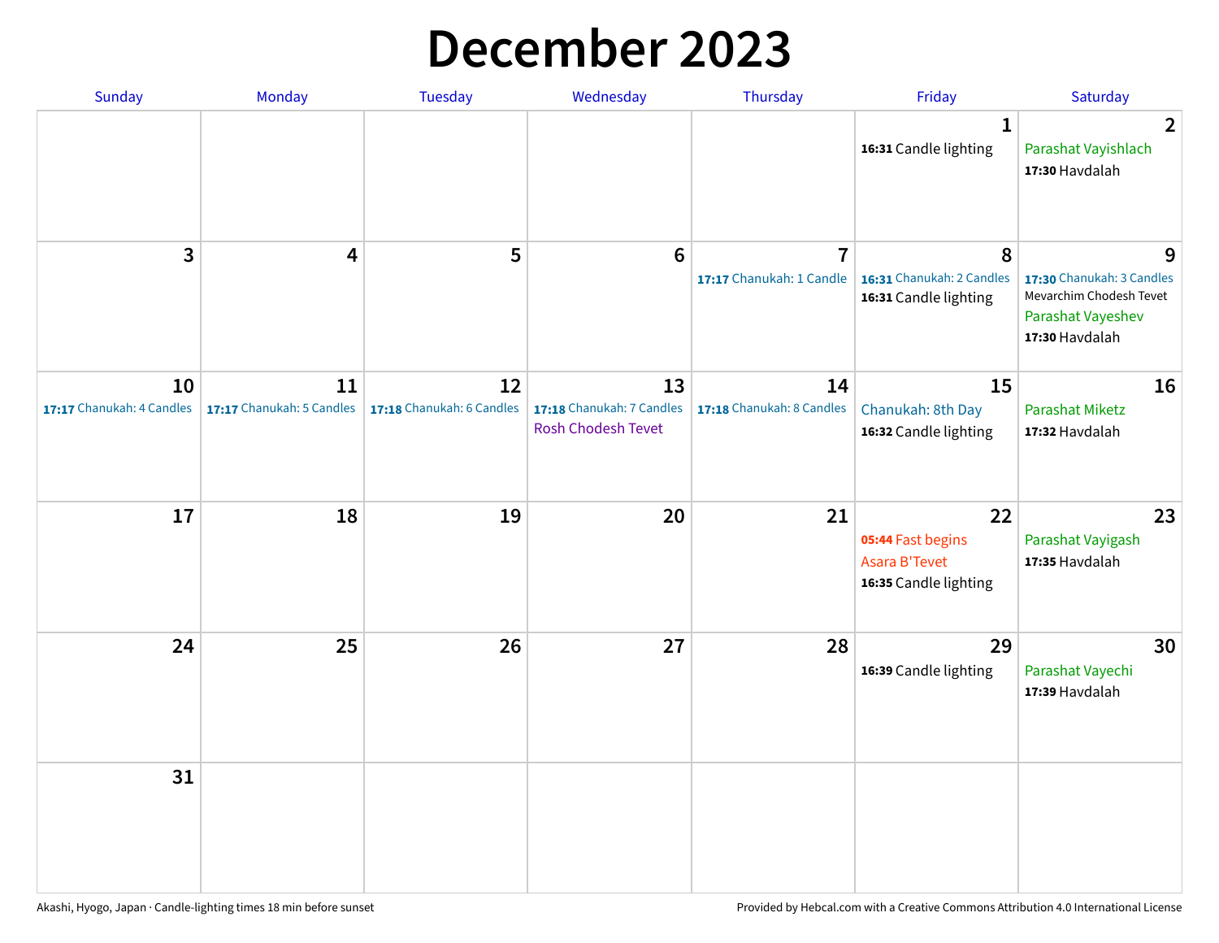# December 2023

| Sunday | Monday | Tuesday | Wednesday | Thursday | Friday | Saturday |
|---|---|---|---|---|---|---|
| | | | | | 1<br>**16:31** Candle lighting | 2<br>Parashat Vayishlach<br>**17:30** Havdalah |
| 3 | 4 | 5 | 6 | 7<br>**17:17** Chanukah: 1 Candle | 8<br>**16:31** Chanukah: 2 Candles<br>**16:31** Candle lighting | 9<br>**17:30** Chanukah: 3 Candles<br>Mevarchim Chodesh Tevet<br>Parashat Vayeshev<br>**17:30** Havdalah |
| 10<br>**17:17** Chanukah: 4 Candles | 11<br>**17:17** Chanukah: 5 Candles | 12<br>**17:18** Chanukah: 6 Candles | 13<br>**17:18** Chanukah: 7 Candles<br>Rosh Chodesh Tevet | 14<br>**17:18** Chanukah: 8 Candles | 15<br>Chanukah: 8th Day<br>**16:32** Candle lighting | 16<br>Parashat Miketz<br>**17:32** Havdalah |
| 17 | 18 | 19 | 20 | 21 | 22<br>**05:44** Fast begins<br>Asara B'Tevet<br>**16:35** Candle lighting | 23<br>Parashat Vayigash<br>**17:35** Havdalah |
| 24 | 25 | 26 | 27 | 28 | 29<br>**16:39** Candle lighting | 30<br>Parashat Vayechi<br>**17:39** Havdalah |
| 31 | | | | | | |

Akashi, Hyogo, Japan · Candle-lighting times 18 min before sunset

Provided by Hebcal.com with a Creative Commons Attribution 4.0 International License